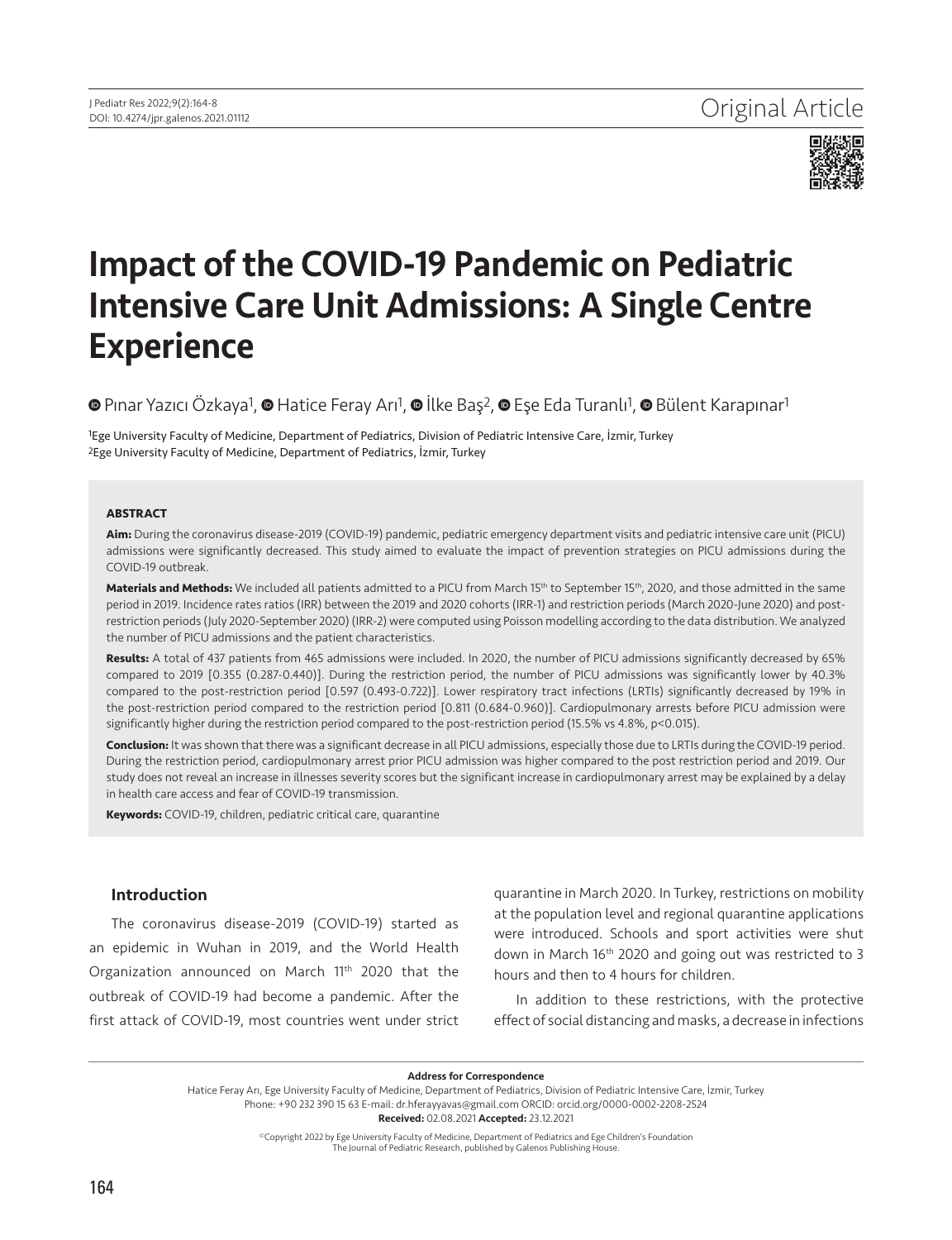Original Article

# Impact of the COVID-19 Pandemic on Pediatric Intensive Care Unit Admissions: A Single Centre Experience

Pınar Yazıcı Özkaya[1], Hatice Feray Arı[1], İlke Baş[2], Eşe Eda Turanlı[1], Bülent Karapınar[1]

[1]Ege University Faculty of Medicine, Department of Pediatrics, Division of Pediatric Intensive Care, İzmir, Turkey
[2]Ege University Faculty of Medicine, Department of Pediatrics, İzmir, Turkey

### ABSTRACT

**Aim:** During the coronavirus disease-2019 (COVID-19) pandemic, pediatric emergency department visits and pediatric intensive care unit (PICU) admissions were significantly decreased. This study aimed to evaluate the impact of prevention strategies on PICU admissions during the COVID-19 outbreak.

**Materials and Methods:** We included all patients admitted to a PICU from March 15th to September 15th, 2020, and those admitted in the same period in 2019. Incidence rates ratios (IRR) between the 2019 and 2020 cohorts (IRR-1) and restriction periods (March 2020-June 2020) and post-restriction periods (July 2020-September 2020) (IRR-2) were computed using Poisson modelling according to the data distribution. We analyzed the number of PICU admissions and the patient characteristics.

**Results:** A total of 437 patients from 465 admissions were included. In 2020, the number of PICU admissions significantly decreased by 65% compared to 2019 [0.355 (0.287-0.440)]. During the restriction period, the number of PICU admissions was significantly lower by 40.3% compared to the post-restriction period [0.597 (0.493-0.722)]. Lower respiratory tract infections (LRTIs) significantly decreased by 19% in the post-restriction period compared to the restriction period [0.811 (0.684-0.960)]. Cardiopulmonary arrests before PICU admission were significantly higher during the restriction period compared to the post-restriction period (15.5% vs 4.8%, $p<0.015$).

**Conclusion:** It was shown that there was a significant decrease in all PICU admissions, especially those due to LRTIs during the COVID-19 period. During the restriction period, cardiopulmonary arrest prior PICU admission was higher compared to the post restriction period and 2019. Our study does not reveal an increase in illnesses severity scores but the significant increase in cardiopulmonary arrest may be explained by a delay in health care access and fear of COVID-19 transmission.

**Keywords:** COVID-19, children, pediatric critical care, quarantine

## Introduction

The coronavirus disease-2019 (COVID-19) started as an epidemic in Wuhan in 2019, and the World Health Organization announced on March 11th 2020 that the outbreak of COVID-19 had become a pandemic. After the first attack of COVID-19, most countries went under strict quarantine in March 2020. In Turkey, restrictions on mobility at the population level and regional quarantine applications were introduced. Schools and sport activities were shut down in March 16th 2020 and going out was restricted to 3 hours and then to 4 hours for children.

In addition to these restrictions, with the protective effect of social distancing and masks, a decrease in infections

**Address for Correspondence**
Hatice Feray Arı, Ege University Faculty of Medicine, Department of Pediatrics, Division of Pediatric Intensive Care, İzmir, Turkey
Phone: +90 232 390 15 63 E-mail: dr.hferayyavas@gmail.com ORCID: orcid.org/0000-0002-2208-2524
**Received:** 02.08.2021 **Accepted:** 23.12.2021

©Copyright 2022 by Ege University Faculty of Medicine, Department of Pediatrics and Ege Children's Foundation
The Journal of Pediatric Research, published by Galenos Publishing House.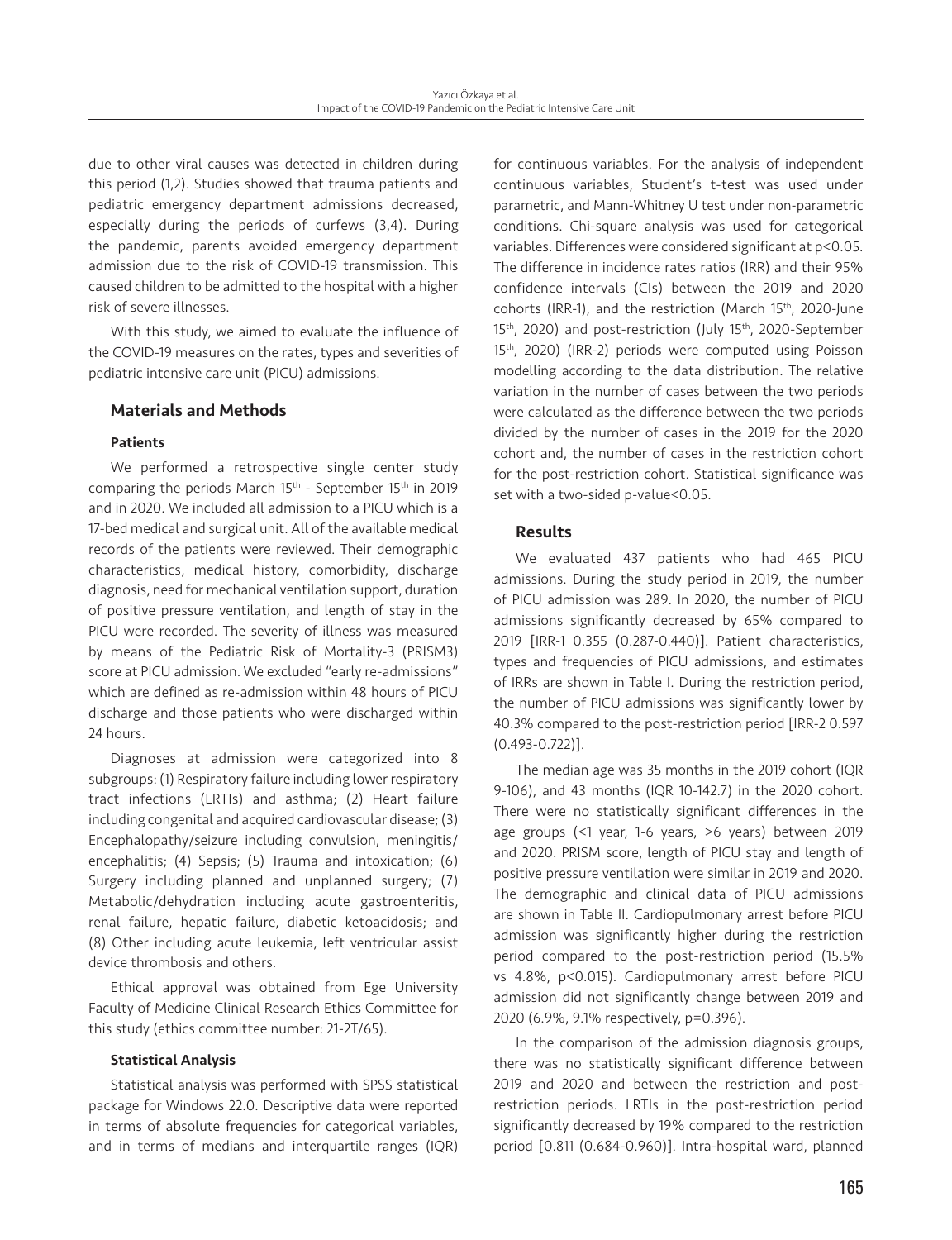due to other viral causes was detected in children during this period (1,2). Studies showed that trauma patients and pediatric emergency department admissions decreased, especially during the periods of curfews (3,4). During the pandemic, parents avoided emergency department admission due to the risk of COVID-19 transmission. This caused children to be admitted to the hospital with a higher risk of severe illnesses.

With this study, we aimed to evaluate the influence of the COVID-19 measures on the rates, types and severities of pediatric intensive care unit (PICU) admissions.

## Materials and Methods

### Patients

We performed a retrospective single center study comparing the periods March 15th - September 15th in 2019 and in 2020. We included all admission to a PICU which is a 17-bed medical and surgical unit. All of the available medical records of the patients were reviewed. Their demographic characteristics, medical history, comorbidity, discharge diagnosis, need for mechanical ventilation support, duration of positive pressure ventilation, and length of stay in the PICU were recorded. The severity of illness was measured by means of the Pediatric Risk of Mortality-3 (PRISM3) score at PICU admission. We excluded "early re-admissions" which are defined as re-admission within 48 hours of PICU discharge and those patients who were discharged within 24 hours.

Diagnoses at admission were categorized into 8 subgroups: (1) Respiratory failure including lower respiratory tract infections (LRTIs) and asthma; (2) Heart failure including congenital and acquired cardiovascular disease; (3) Encephalopathy/seizure including convulsion, meningitis/encephalitis; (4) Sepsis; (5) Trauma and intoxication; (6) Surgery including planned and unplanned surgery; (7) Metabolic/dehydration including acute gastroenteritis, renal failure, hepatic failure, diabetic ketoacidosis; and (8) Other including acute leukemia, left ventricular assist device thrombosis and others.

Ethical approval was obtained from Ege University Faculty of Medicine Clinical Research Ethics Committee for this study (ethics committee number: 21-2T/65).

### Statistical Analysis

Statistical analysis was performed with SPSS statistical package for Windows 22.0. Descriptive data were reported in terms of absolute frequencies for categorical variables, and in terms of medians and interquartile ranges (IQR) for continuous variables. For the analysis of independent continuous variables, Student's t-test was used under parametric, and Mann-Whitney U test under non-parametric conditions. Chi-square analysis was used for categorical variables. Differences were considered significant at $p<0.05$. The difference in incidence rates ratios (IRR) and their 95% confidence intervals (CIs) between the 2019 and 2020 cohorts (IRR-1), and the restriction (March 15th, 2020-June 15th, 2020) and post-restriction (July 15th, 2020-September 15th, 2020) (IRR-2) periods were computed using Poisson modelling according to the data distribution. The relative variation in the number of cases between the two periods were calculated as the difference between the two periods divided by the number of cases in the 2019 for the 2020 cohort and, the number of cases in the restriction cohort for the post-restriction cohort. Statistical significance was set with a two-sided p-value<0.05.

## Results

We evaluated 437 patients who had 465 PICU admissions. During the study period in 2019, the number of PICU admission was 289. In 2020, the number of PICU admissions significantly decreased by 65% compared to 2019 [IRR-1 0.355 (0.287-0.440)]. Patient characteristics, types and frequencies of PICU admissions, and estimates of IRRs are shown in Table I. During the restriction period, the number of PICU admissions was significantly lower by 40.3% compared to the post-restriction period [IRR-2 0.597 (0.493-0.722)].

The median age was 35 months in the 2019 cohort (IQR 9-106), and 43 months (IQR 10-142.7) in the 2020 cohort. There were no statistically significant differences in the age groups (<1 year, 1-6 years, >6 years) between 2019 and 2020. PRISM score, length of PICU stay and length of positive pressure ventilation were similar in 2019 and 2020. The demographic and clinical data of PICU admissions are shown in Table II. Cardiopulmonary arrest before PICU admission was significantly higher during the restriction period compared to the post-restriction period (15.5% vs 4.8%, $p<0.015$). Cardiopulmonary arrest before PICU admission did not significantly change between 2019 and 2020 (6.9%, 9.1% respectively, $p=0.396$).

In the comparison of the admission diagnosis groups, there was no statistically significant difference between 2019 and 2020 and between the restriction and post-restriction periods. LRTIs in the post-restriction period significantly decreased by 19% compared to the restriction period [0.811 (0.684-0.960)]. Intra-hospital ward, planned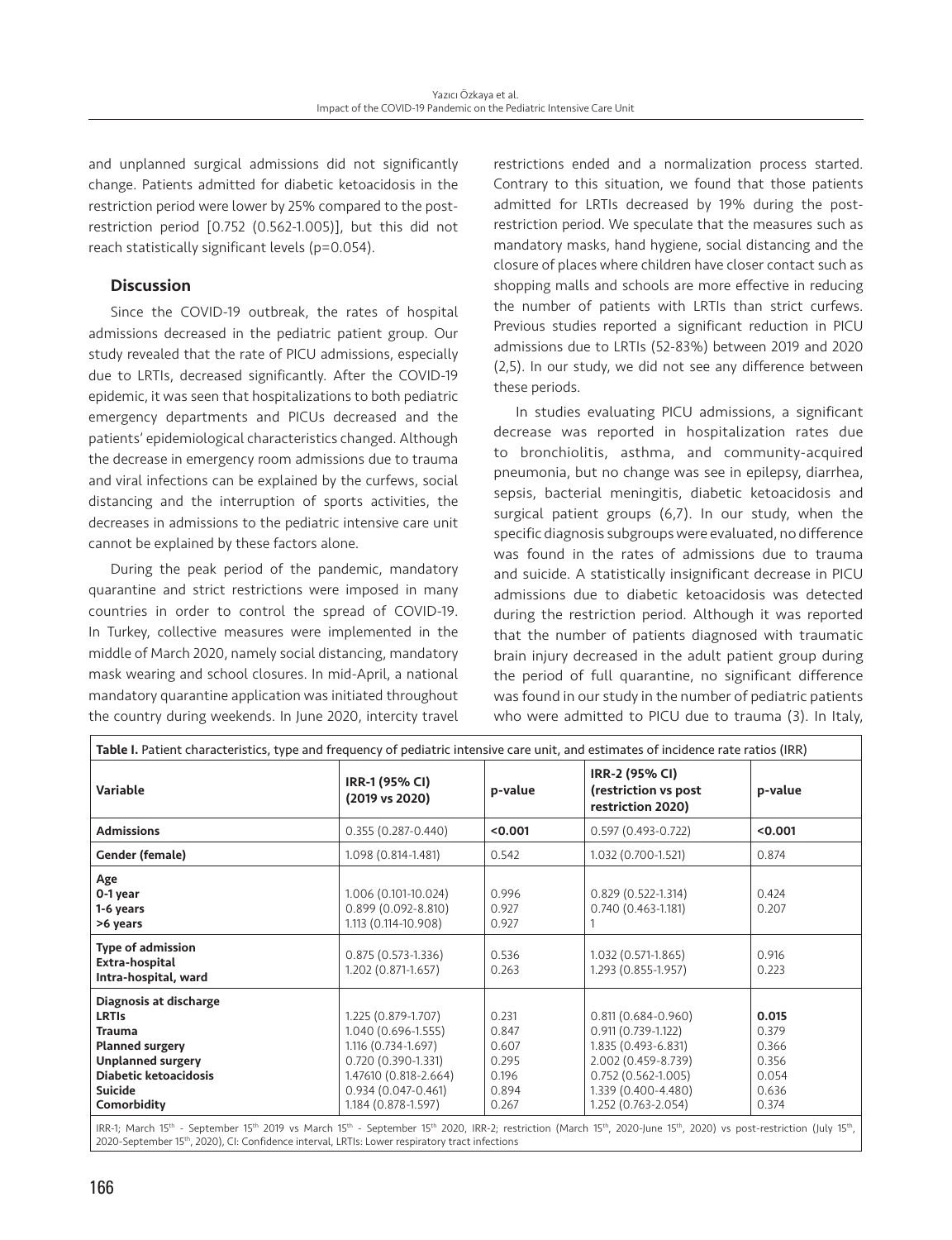and unplanned surgical admissions did not significantly change. Patients admitted for diabetic ketoacidosis in the restriction period were lower by 25% compared to the post-restriction period [0.752 (0.562-1.005)], but this did not reach statistically significant levels (p=0.054).

## Discussion

Since the COVID-19 outbreak, the rates of hospital admissions decreased in the pediatric patient group. Our study revealed that the rate of PICU admissions, especially due to LRTIs, decreased significantly. After the COVID-19 epidemic, it was seen that hospitalizations to both pediatric emergency departments and PICUs decreased and the patients' epidemiological characteristics changed. Although the decrease in emergency room admissions due to trauma and viral infections can be explained by the curfews, social distancing and the interruption of sports activities, the decreases in admissions to the pediatric intensive care unit cannot be explained by these factors alone.

During the peak period of the pandemic, mandatory quarantine and strict restrictions were imposed in many countries in order to control the spread of COVID-19. In Turkey, collective measures were implemented in the middle of March 2020, namely social distancing, mandatory mask wearing and school closures. In mid-April, a national mandatory quarantine application was initiated throughout the country during weekends. In June 2020, intercity travel restrictions ended and a normalization process started. Contrary to this situation, we found that those patients admitted for LRTIs decreased by 19% during the post-restriction period. We speculate that the measures such as mandatory masks, hand hygiene, social distancing and the closure of places where children have closer contact such as shopping malls and schools are more effective in reducing the number of patients with LRTIs than strict curfews. Previous studies reported a significant reduction in PICU admissions due to LRTIs (52-83%) between 2019 and 2020 (2,5). In our study, we did not see any difference between these periods.

In studies evaluating PICU admissions, a significant decrease was reported in hospitalization rates due to bronchiolitis, asthma, and community-acquired pneumonia, but no change was see in epilepsy, diarrhea, sepsis, bacterial meningitis, diabetic ketoacidosis and surgical patient groups (6,7). In our study, when the specific diagnosis subgroups were evaluated, no difference was found in the rates of admissions due to trauma and suicide. A statistically insignificant decrease in PICU admissions due to diabetic ketoacidosis was detected during the restriction period. Although it was reported that the number of patients diagnosed with traumatic brain injury decreased in the adult patient group during the period of full quarantine, no significant difference was found in our study in the number of pediatric patients who were admitted to PICU due to trauma (3). In Italy,

**Table I.** Patient characteristics, type and frequency of pediatric intensive care unit, and estimates of incidence rate ratios (IRR)

| Variable | IRR-1 (95% CI) (2019 vs 2020) | p-value | IRR-2 (95% CI) (restriction vs post restriction 2020) | p-value |
|---|---|---|---|---|
| **Admissions** | 0.355 (0.287-0.440) | **<0.001** | 0.597 (0.493-0.722) | **<0.001** |
| **Gender (female)** | 1.098 (0.814-1.481) | 0.542 | 1.032 (0.700-1.521) | 0.874 |
| **Age** | | | | |
| **0-1 year** | 1.006 (0.101-10.024) | 0.996 | 0.829 (0.522-1.314) | 0.424 |
| **1-6 years** | 0.899 (0.092-8.810) | 0.927 | 0.740 (0.463-1.181) | 0.207 |
| **>6 years** | 1.113 (0.114-10.908) | 0.927 | 1 | |
| **Type of admission** | | | | |
| **Extra-hospital** | 0.875 (0.573-1.336) | 0.536 | 1.032 (0.571-1.865) | 0.916 |
| **Intra-hospital, ward** | 1.202 (0.871-1.657) | 0.263 | 1.293 (0.855-1.957) | 0.223 |
| **Diagnosis at discharge** | | | | |
| **LRTIs** | 1.225 (0.879-1.707) | 0.231 | 0.811 (0.684-0.960) | **0.015** |
| **Trauma** | 1.040 (0.696-1.555) | 0.847 | 0.911 (0.739-1.122) | 0.379 |
| **Planned surgery** | 1.116 (0.734-1.697) | 0.607 | 1.835 (0.493-6.831) | 0.366 |
| **Unplanned surgery** | 0.720 (0.390-1.331) | 0.295 | 2.002 (0.459-8.739) | 0.356 |
| **Diabetic ketoacidosis** | 1.47610 (0.818-2.664) | 0.196 | 0.752 (0.562-1.005) | 0.054 |
| **Suicide** | 0.934 (0.047-0.461) | 0.894 | 1.339 (0.400-4.480) | 0.636 |
| **Comorbidity** | 1.184 (0.878-1.597) | 0.267 | 1.252 (0.763-2.054) | 0.374 |

IRR-1; March 15th - September 15th 2019 vs March 15th - September 15th 2020, IRR-2; restriction (March 15th, 2020-June 15th, 2020) vs post-restriction (July 15th, 2020-September 15th, 2020), CI: Confidence interval, LRTIs: Lower respiratory tract infections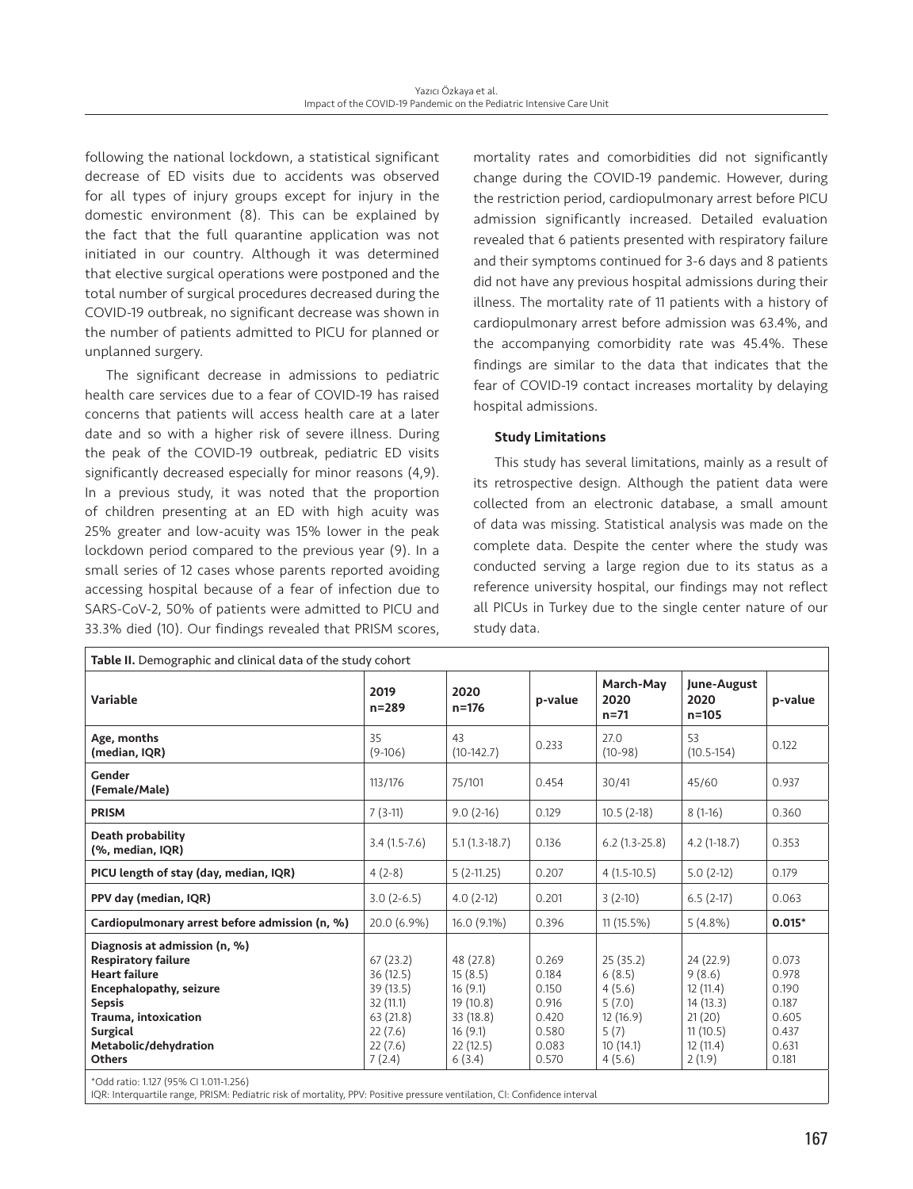following the national lockdown, a statistical significant decrease of ED visits due to accidents was observed for all types of injury groups except for injury in the domestic environment (8). This can be explained by the fact that the full quarantine application was not initiated in our country. Although it was determined that elective surgical operations were postponed and the total number of surgical procedures decreased during the COVID-19 outbreak, no significant decrease was shown in the number of patients admitted to PICU for planned or unplanned surgery.

The significant decrease in admissions to pediatric health care services due to a fear of COVID-19 has raised concerns that patients will access health care at a later date and so with a higher risk of severe illness. During the peak of the COVID-19 outbreak, pediatric ED visits significantly decreased especially for minor reasons (4,9). In a previous study, it was noted that the proportion of children presenting at an ED with high acuity was 25% greater and low-acuity was 15% lower in the peak lockdown period compared to the previous year (9). In a small series of 12 cases whose parents reported avoiding accessing hospital because of a fear of infection due to SARS-CoV-2, 50% of patients were admitted to PICU and 33.3% died (10). Our findings revealed that PRISM scores, mortality rates and comorbidities did not significantly change during the COVID-19 pandemic. However, during the restriction period, cardiopulmonary arrest before PICU admission significantly increased. Detailed evaluation revealed that 6 patients presented with respiratory failure and their symptoms continued for 3-6 days and 8 patients did not have any previous hospital admissions during their illness. The mortality rate of 11 patients with a history of cardiopulmonary arrest before admission was 63.4%, and the accompanying comorbidity rate was 45.4%. These findings are similar to the data that indicates that the fear of COVID-19 contact increases mortality by delaying hospital admissions.

### Study Limitations

This study has several limitations, mainly as a result of its retrospective design. Although the patient data were collected from an electronic database, a small amount of data was missing. Statistical analysis was made on the complete data. Despite the center where the study was conducted serving a large region due to its status as a reference university hospital, our findings may not reflect all PICUs in Turkey due to the single center nature of our study data.

**Table II.** Demographic and clinical data of the study cohort

| Variable | 2019 n=289 | 2020 n=176 | p-value | March-May 2020 n=71 | June-August 2020 n=105 | p-value |
|---|---|---|---|---|---|---|
| **Age, months (median, IQR)** | 35 (9-106) | 43 (10-142.7) | 0.233 | 27.0 (10-98) | 53 (10.5-154) | 0.122 |
| **Gender (Female/Male)** | 113/176 | 75/101 | 0.454 | 30/41 | 45/60 | 0.937 |
| **PRISM** | 7 (3-11) | 9.0 (2-16) | 0.129 | 10.5 (2-18) | 8 (1-16) | 0.360 |
| **Death probability (%, median, IQR)** | 3.4 (1.5-7.6) | 5.1 (1.3-18.7) | 0.136 | 6.2 (1.3-25.8) | 4.2 (1-18.7) | 0.353 |
| **PICU length of stay (day, median, IQR)** | 4 (2-8) | 5 (2-11.25) | 0.207 | 4 (1.5-10.5) | 5.0 (2-12) | 0.179 |
| **PPV day (median, IQR)** | 3.0 (2-6.5) | 4.0 (2-12) | 0.201 | 3 (2-10) | 6.5 (2-17) | 0.063 |
| **Cardiopulmonary arrest before admission (n, %)** | 20.0 (6.9%) | 16.0 (9.1%) | 0.396 | 11 (15.5%) | 5 (4.8%) | **0.015*** |
| **Diagnosis at admission (n, %)** | | | | | | |
| **Respiratory failure** | 67 (23.2) | 48 (27.8) | 0.269 | 25 (35.2) | 24 (22.9) | 0.073 |
| **Heart failure** | 36 (12.5) | 15 (8.5) | 0.184 | 6 (8.5) | 9 (8.6) | 0.978 |
| **Encephalopathy, seizure** | 39 (13.5) | 16 (9.1) | 0.150 | 4 (5.6) | 12 (11.4) | 0.190 |
| **Sepsis** | 32 (11.1) | 19 (10.8) | 0.916 | 5 (7.0) | 14 (13.3) | 0.187 |
| **Trauma, intoxication** | 63 (21.8) | 33 (18.8) | 0.420 | 12 (16.9) | 21 (20) | 0.605 |
| **Surgical** | 22 (7.6) | 16 (9.1) | 0.580 | 5 (7) | 11 (10.5) | 0.437 |
| **Metabolic/dehydration** | 22 (7.6) | 22 (12.5) | 0.083 | 10 (14.1) | 12 (11.4) | 0.631 |
| **Others** | 7 (2.4) | 6 (3.4) | 0.570 | 4 (5.6) | 2 (1.9) | 0.181 |

*Odd ratio: 1.127 (95% CI 1.011-1.256)

IQR: Interquartile range, PRISM: Pediatric risk of mortality, PPV: Positive pressure ventilation, CI: Confidence interval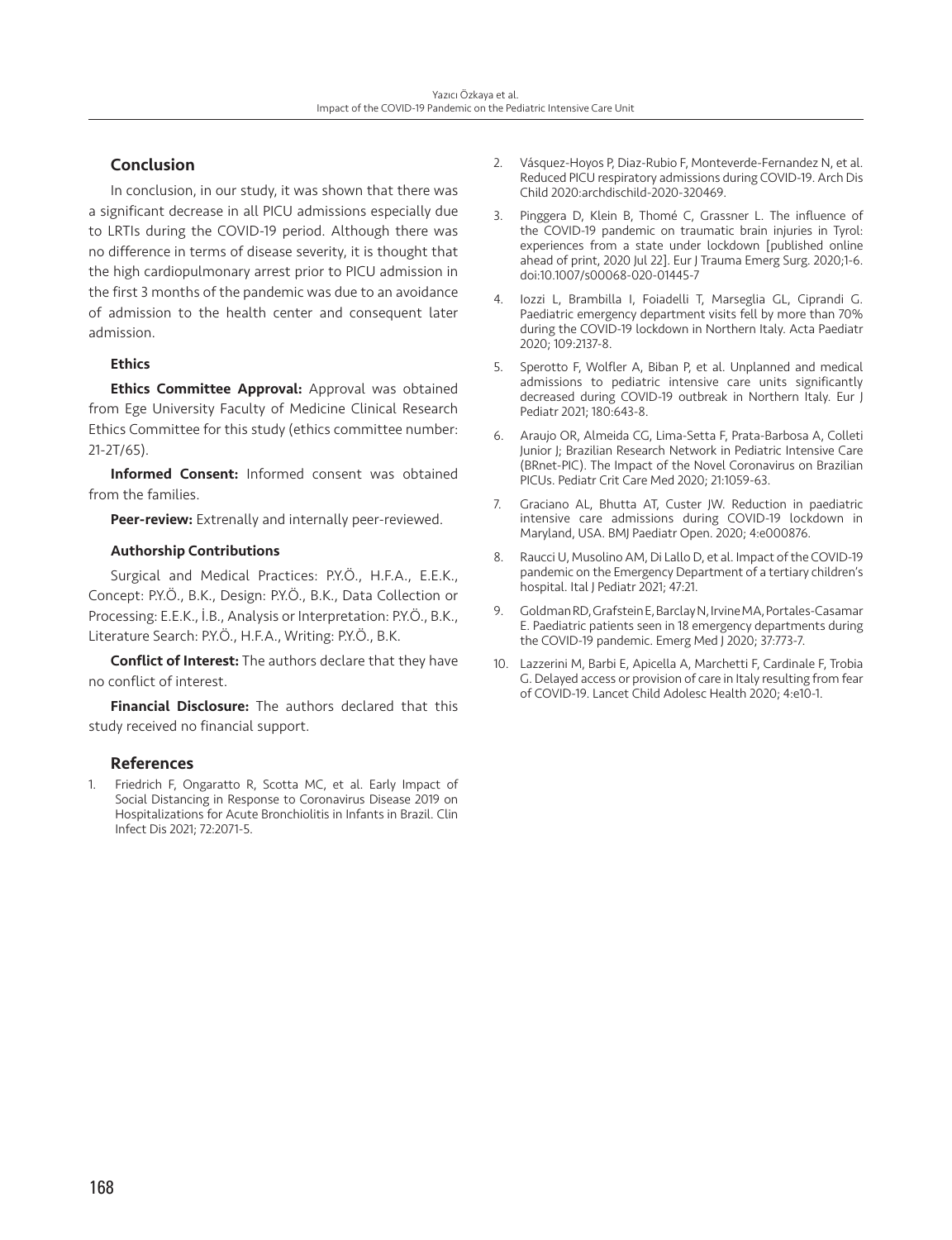## Conclusion

In conclusion, in our study, it was shown that there was a significant decrease in all PICU admissions especially due to LRTIs during the COVID-19 period. Although there was no difference in terms of disease severity, it is thought that the high cardiopulmonary arrest prior to PICU admission in the first 3 months of the pandemic was due to an avoidance of admission to the health center and consequent later admission.

### Ethics

**Ethics Committee Approval:** Approval was obtained from Ege University Faculty of Medicine Clinical Research Ethics Committee for this study (ethics committee number: 21-2T/65).

**Informed Consent:** Informed consent was obtained from the families.

**Peer-review:** Extrenally and internally peer-reviewed.

### Authorship Contributions

Surgical and Medical Practices: P.Y.Ö., H.F.A., E.E.K., Concept: P.Y.Ö., B.K., Design: P.Y.Ö., B.K., Data Collection or Processing: E.E.K., İ.B., Analysis or Interpretation: P.Y.Ö., B.K., Literature Search: P.Y.Ö., H.F.A., Writing: P.Y.Ö., B.K.

**Conflict of Interest:** The authors declare that they have no conflict of interest.

**Financial Disclosure:** The authors declared that this study received no financial support.

## References

1. Friedrich F, Ongaratto R, Scotta MC, et al. Early Impact of Social Distancing in Response to Coronavirus Disease 2019 on Hospitalizations for Acute Bronchiolitis in Infants in Brazil. Clin Infect Dis 2021; 72:2071-5.
2. Vásquez-Hoyos P, Diaz-Rubio F, Monteverde-Fernandez N, et al. Reduced PICU respiratory admissions during COVID-19. Arch Dis Child 2020:archdischild-2020-320469.
3. Pinggera D, Klein B, Thomé C, Grassner L. The influence of the COVID-19 pandemic on traumatic brain injuries in Tyrol: experiences from a state under lockdown [published online ahead of print, 2020 Jul 22]. Eur J Trauma Emerg Surg. 2020;1-6. doi:10.1007/s00068-020-01445-7
4. Iozzi L, Brambilla I, Foiadelli T, Marseglia GL, Ciprandi G. Paediatric emergency department visits fell by more than 70% during the COVID-19 lockdown in Northern Italy. Acta Paediatr 2020; 109:2137-8.
5. Sperotto F, Wolfler A, Biban P, et al. Unplanned and medical admissions to pediatric intensive care units significantly decreased during COVID-19 outbreak in Northern Italy. Eur J Pediatr 2021; 180:643-8.
6. Araujo OR, Almeida CG, Lima-Setta F, Prata-Barbosa A, Colleti Junior J; Brazilian Research Network in Pediatric Intensive Care (BRnet-PIC). The Impact of the Novel Coronavirus on Brazilian PICUs. Pediatr Crit Care Med 2020; 21:1059-63.
7. Graciano AL, Bhutta AT, Custer JW. Reduction in paediatric intensive care admissions during COVID-19 lockdown in Maryland, USA. BMJ Paediatr Open. 2020; 4:e000876.
8. Raucci U, Musolino AM, Di Lallo D, et al. Impact of the COVID-19 pandemic on the Emergency Department of a tertiary children's hospital. Ital J Pediatr 2021; 47:21.
9. Goldman RD, Grafstein E, Barclay N, Irvine MA, Portales-Casamar E. Paediatric patients seen in 18 emergency departments during the COVID-19 pandemic. Emerg Med J 2020; 37:773-7.
10. Lazzerini M, Barbi E, Apicella A, Marchetti F, Cardinale F, Trobia G. Delayed access or provision of care in Italy resulting from fear of COVID-19. Lancet Child Adolesc Health 2020; 4:e10-1.